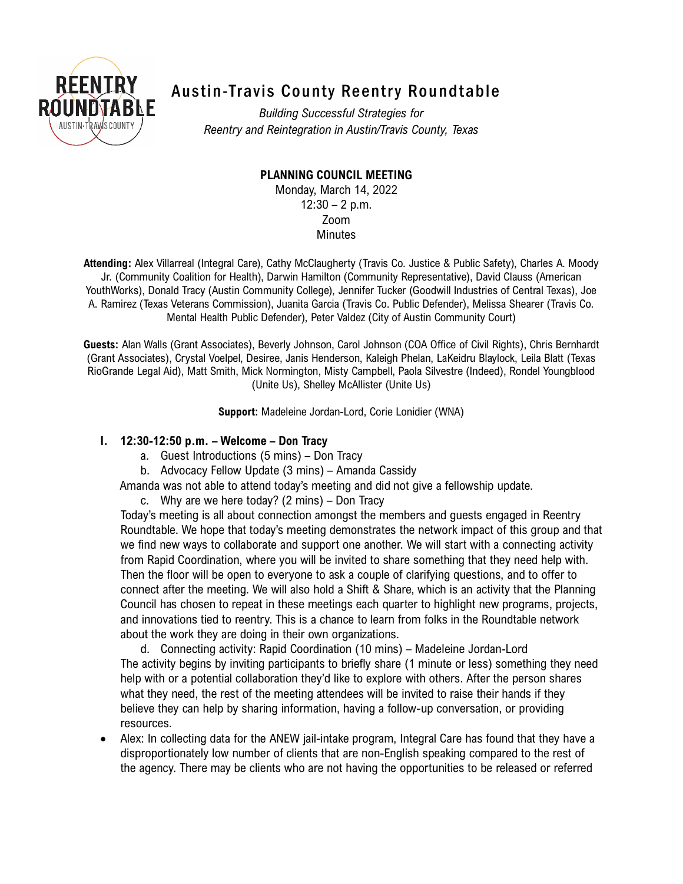# Austin-Travis County Reentry Roundtable

*Building Successful Strategies for Reentry and Reintegration in Austin/Travis County, Texas*

**PLANNING COUNCIL MEETING**

Monday, March 14, 2022
12:30 – 2 p.m.
Zoom
Minutes

**Attending:** Alex Villarreal (Integral Care), Cathy McClaugherty (Travis Co. Justice & Public Safety), Charles A. Moody Jr. (Community Coalition for Health), Darwin Hamilton (Community Representative), David Clauss (American YouthWorks), Donald Tracy (Austin Community College), Jennifer Tucker (Goodwill Industries of Central Texas), Joe A. Ramirez (Texas Veterans Commission), Juanita Garcia (Travis Co. Public Defender), Melissa Shearer (Travis Co. Mental Health Public Defender), Peter Valdez (City of Austin Community Court)

**Guests:** Alan Walls (Grant Associates), Beverly Johnson, Carol Johnson (COA Office of Civil Rights), Chris Bernhardt (Grant Associates), Crystal Voelpel, Desiree, Janis Henderson, Kaleigh Phelan, LaKeidru Blaylock, Leila Blatt (Texas RioGrande Legal Aid), Matt Smith, Mick Normington, Misty Campbell, Paola Silvestre (Indeed), Rondel Youngblood (Unite Us), Shelley McAllister (Unite Us)

**Support:** Madeleine Jordan-Lord, Corie Lonidier (WNA)

## I. 12:30-12:50 p.m. – Welcome – Don Tracy

a. Guest Introductions (5 mins) – Don Tracy

b. Advocacy Fellow Update (3 mins) – Amanda Cassidy

Amanda was not able to attend today's meeting and did not give a fellowship update.

c. Why are we here today? (2 mins) – Don Tracy

Today's meeting is all about connection amongst the members and guests engaged in Reentry Roundtable. We hope that today's meeting demonstrates the network impact of this group and that we find new ways to collaborate and support one another. We will start with a connecting activity from Rapid Coordination, where you will be invited to share something that they need help with. Then the floor will be open to everyone to ask a couple of clarifying questions, and to offer to connect after the meeting. We will also hold a Shift & Share, which is an activity that the Planning Council has chosen to repeat in these meetings each quarter to highlight new programs, projects, and innovations tied to reentry. This is a chance to learn from folks in the Roundtable network about the work they are doing in their own organizations.

d. Connecting activity: Rapid Coordination (10 mins) – Madeleine Jordan-Lord

The activity begins by inviting participants to briefly share (1 minute or less) something they need help with or a potential collaboration they'd like to explore with others. After the person shares what they need, the rest of the meeting attendees will be invited to raise their hands if they believe they can help by sharing information, having a follow-up conversation, or providing resources.

- Alex: In collecting data for the ANEW jail-intake program, Integral Care has found that they have a disproportionately low number of clients that are non-English speaking compared to the rest of the agency. There may be clients who are not having the opportunities to be released or referred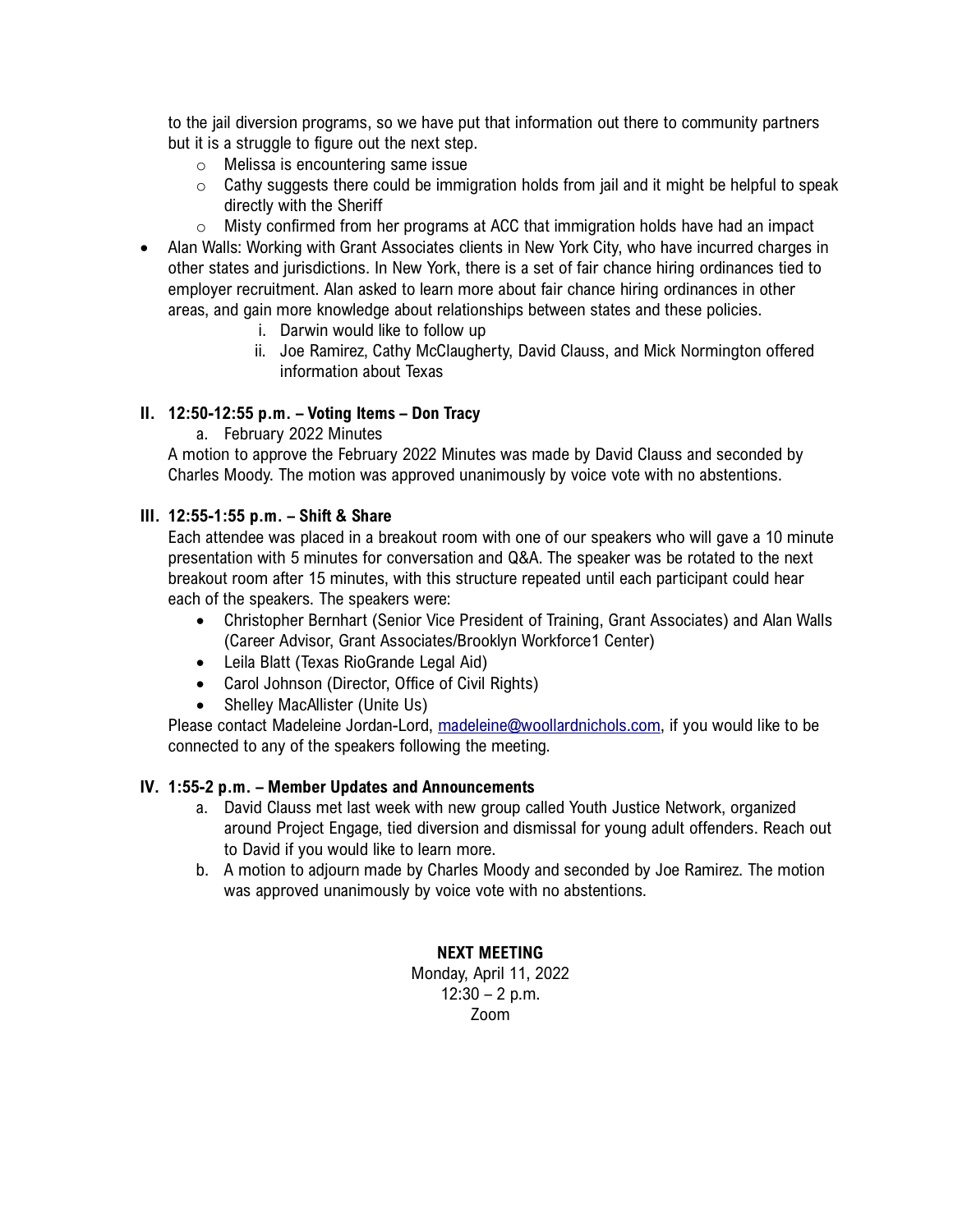to the jail diversion programs, so we have put that information out there to community partners but it is a struggle to figure out the next step.
  - Melissa is encountering same issue
  - Cathy suggests there could be immigration holds from jail and it might be helpful to speak directly with the Sheriff
  - Misty confirmed from her programs at ACC that immigration holds have had an impact
- Alan Walls: Working with Grant Associates clients in New York City, who have incurred charges in other states and jurisdictions. In New York, there is a set of fair chance hiring ordinances tied to employer recruitment. Alan asked to learn more about fair chance hiring ordinances in other areas, and gain more knowledge about relationships between states and these policies.
  i. Darwin would like to follow up
  ii. Joe Ramirez, Cathy McClaugherty, David Clauss, and Mick Normington offered information about Texas

## II. 12:50-12:55 p.m. – Voting Items – Don Tracy

a. February 2022 Minutes

A motion to approve the February 2022 Minutes was made by David Clauss and seconded by Charles Moody. The motion was approved unanimously by voice vote with no abstentions.

## III. 12:55-1:55 p.m. – Shift & Share

Each attendee was placed in a breakout room with one of our speakers who will gave a 10 minute presentation with 5 minutes for conversation and Q&A. The speaker was be rotated to the next breakout room after 15 minutes, with this structure repeated until each participant could hear each of the speakers. The speakers were:

- Christopher Bernhart (Senior Vice President of Training, Grant Associates) and Alan Walls (Career Advisor, Grant Associates/Brooklyn Workforce1 Center)
- Leila Blatt (Texas RioGrande Legal Aid)
- Carol Johnson (Director, Office of Civil Rights)
- Shelley MacAllister (Unite Us)

Please contact Madeleine Jordan-Lord, [madeleine@woollardnichols.com](mailto:madeleine@woollardnichols.com), if you would like to be connected to any of the speakers following the meeting.

## IV. 1:55-2 p.m. – Member Updates and Announcements

a. David Clauss met last week with new group called Youth Justice Network, organized around Project Engage, tied diversion and dismissal for young adult offenders. Reach out to David if you would like to learn more.

b. A motion to adjourn made by Charles Moody and seconded by Joe Ramirez. The motion was approved unanimously by voice vote with no abstentions.

**NEXT MEETING**
Monday, April 11, 2022
12:30 – 2 p.m.
Zoom